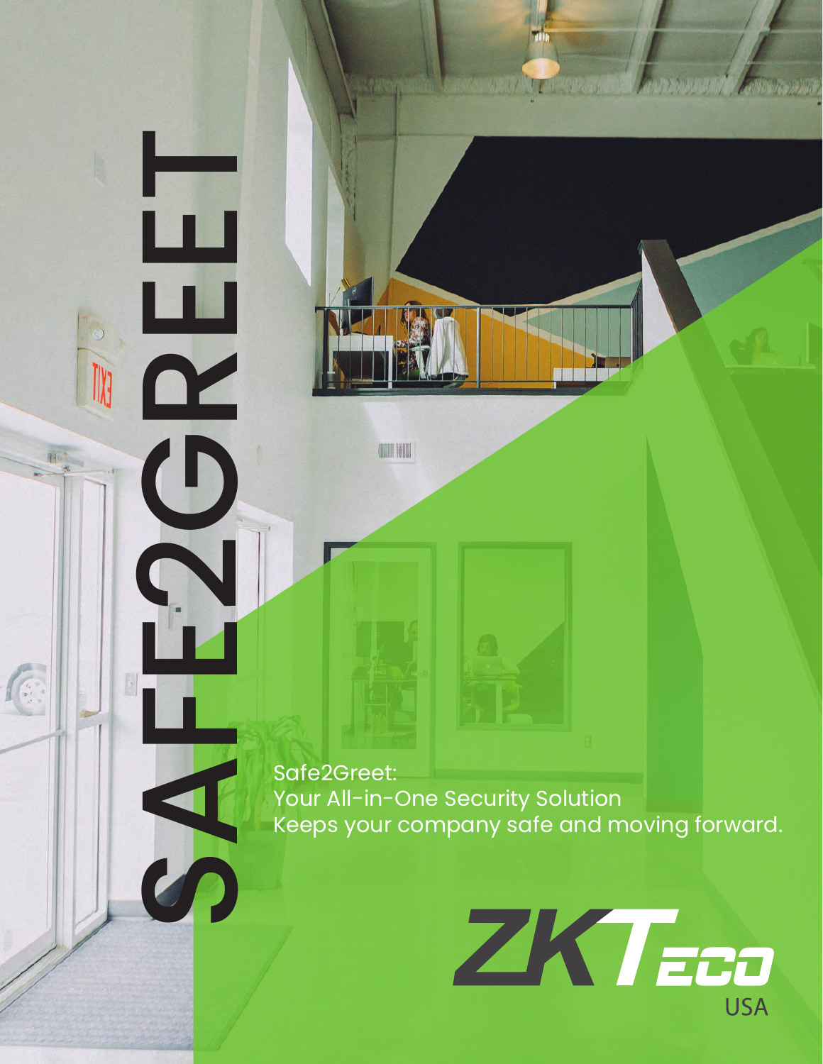# SAFE2GREET

Safe2Greet:
Your All-in-One Security Solution
Keeps your company safe and moving forward.

ZKTECO USA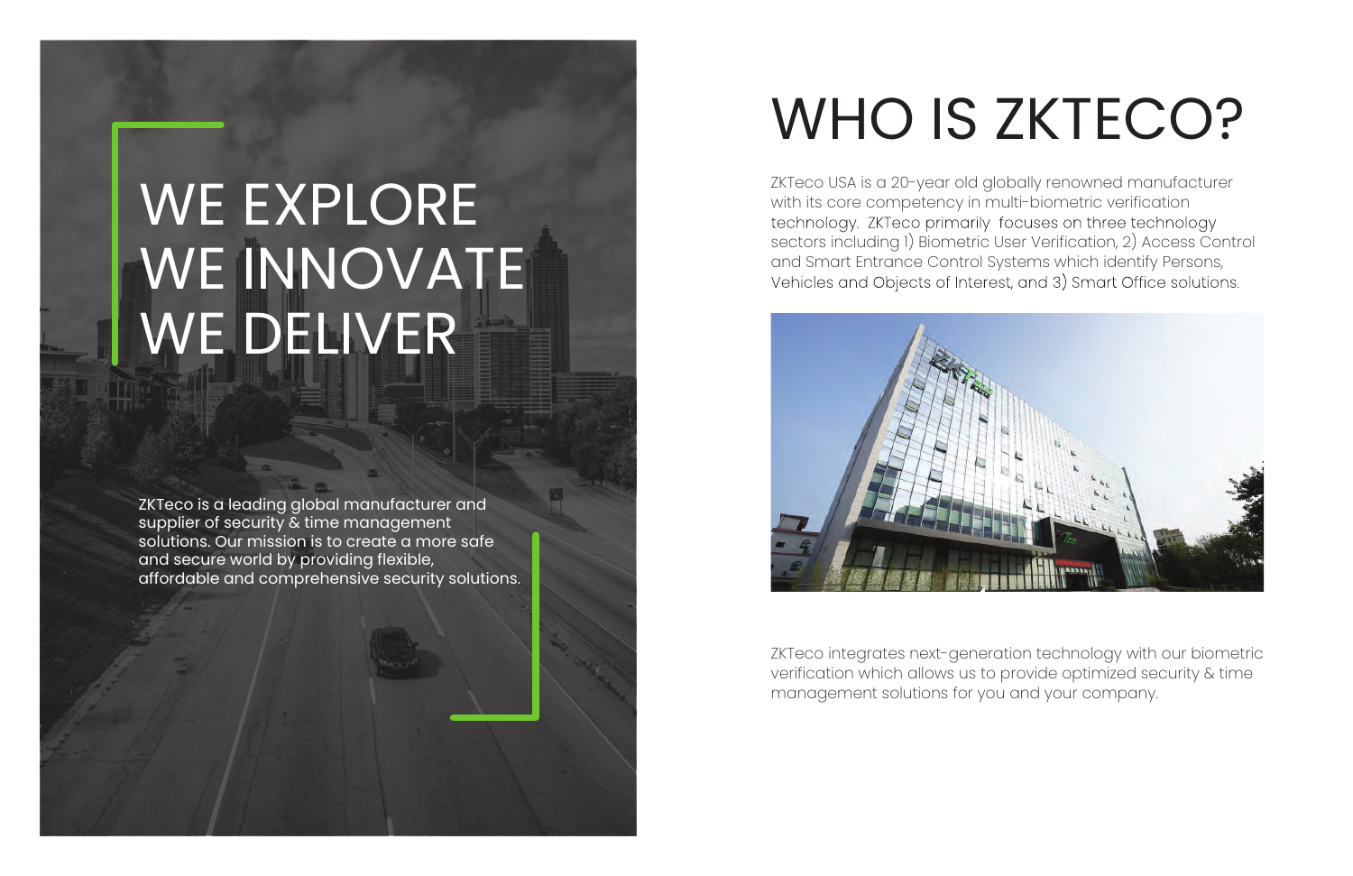# WE EXPLORE
# WE INNOVATE
# WE DELIVER

ZKTeco is a leading global manufacturer and supplier of security & time management solutions. Our mission is to create a more safe and secure world by providing flexible, affordable and comprehensive security solutions.

# WHO IS ZKTECO?

ZKTeco USA is a 20-year old globally renowned manufacturer with its core competency in multi-biometric verification technology. ZKTeco primarily focuses on three technology sectors including 1) Biometric User Verification, 2) Access Control and Smart Entrance Control Systems which identify Persons, Vehicles and Objects of Interest, and 3) Smart Office solutions.

ZKTeco integrates next-generation technology with our biometric verification which allows us to provide optimized security & time management solutions for you and your company.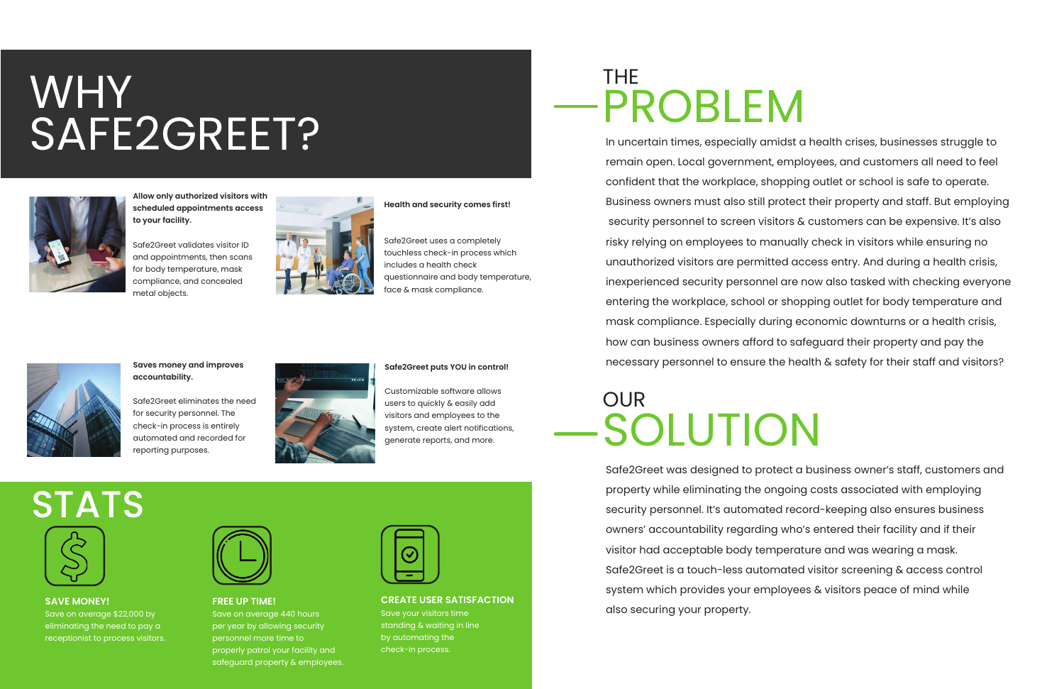# WHY SAFE2GREET?

**Allow only authorized visitors with scheduled appointments access to your facility.**

Safe2Greet validates visitor ID and appointments, then scans for body temperature, mask compliance, and concealed metal objects.

**Health and security comes first!**

Safe2Greet uses a completely touchless check-in process which includes a health check questionnaire and body temperature, face & mask compliance.

**Saves money and improves accountability.**

Safe2Greet eliminates the need for security personnel. The check-in process is entirely automated and recorded for reporting purposes.

**Safe2Greet puts YOU in control!**

Customizable software allows users to quickly & easily add visitors and employees to the system, create alert notifications, generate reports, and more.

# STATS

**SAVE MONEY!**

Save on average $22,000 by eliminating the need to pay a receptionist to process visitors.

**FREE UP TIME!**

Save on average 440 hours per year by allowing security personnel more time to properly patrol your facility and safeguard property & employees.

**CREATE USER SATISFACTION**

Save your visitors time standing & waiting in line by automating the check-in process.

# THE PROBLEM

In uncertain times, especially amidst a health crises, businesses struggle to remain open. Local government, employees, and customers all need to feel confident that the workplace, shopping outlet or school is safe to operate. Business owners must also still protect their property and staff. But employing security personnel to screen visitors & customers can be expensive. It's also risky relying on employees to manually check in visitors while ensuring no unauthorized visitors are permitted access entry. And during a health crisis, inexperienced security personnel are now also tasked with checking everyone entering the workplace, school or shopping outlet for body temperature and mask compliance. Especially during economic downturns or a health crisis, how can business owners afford to safeguard their property and pay the necessary personnel to ensure the health & safety for their staff and visitors?

# OUR SOLUTION

Safe2Greet was designed to protect a business owner's staff, customers and property while eliminating the ongoing costs associated with employing security personnel. It's automated record-keeping also ensures business owners' accountability regarding who's entered their facility and if their visitor had acceptable body temperature and was wearing a mask. Safe2Greet is a touch-less automated visitor screening & access control system which provides your employees & visitors peace of mind while also securing your property.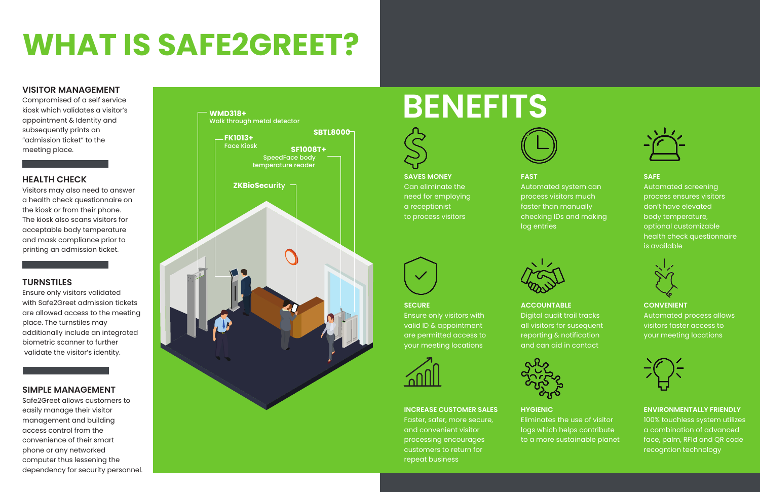# WHAT IS SAFE2GREET?

### VISITOR MANAGEMENT

Compromised of a self service kiosk which validates a visitor's appointment & Identity and subsequently prints an "admission ticket" to the meeting place.

### HEALTH CHECK

Visitors may also need to answer a health check questionnaire on the kiosk or from their phone. The kiosk also scans visitors for acceptable body temperature and mask compliance prior to printing an admission ticket.

### TURNSTILES

Ensure only visitors validated with Safe2Greet admission tickets are allowed access to the meeting place. The turnstiles may additionally include an integrated biometric scanner to further validate the visitor's identity.

### SIMPLE MANAGEMENT

Safe2Greet allows customers to easily manage their visitor management and building access control from the convenience of their smart phone or any networked computer thus lessening the dependency for security personnel.

**WMD318+**
Walk through metal detector

**FK1013+**
Face Kiosk

**SBTL8000**

**SF1008T+**
SpeedFace body temperature reader

**ZKBioSecurity**

# BENEFITS

### SAVES MONEY

Can eliminate the need for employing a receptionist to process visitors

### FAST

Automated system can process visitors much faster than manually checking IDs and making log entries

### SAFE

Automated screening process ensures visitors don't have elevated body temperature, optional customizable health check questionnaire is available

### SECURE

Ensure only visitors with valid ID & appointment are permitted access to your meeting locations

### ACCOUNTABLE

Digital audit trail tracks all visitors for susequent reporting & notification and can aid in contact

### CONVENIENT

Automated process allows visitors faster access to your meeting locations

### INCREASE CUSTOMER SALES

Faster, safer, more secure, and convenient visitor processing encourages customers to return for repeat business

### HYGIENIC

Eliminates the use of visitor logs which helps contribute to a more sustainable planet

### ENVIRONMENTALLY FRIENDLY

100% touchless system utilizes a combination of advanced face, palm, RFId and QR code recogntion technology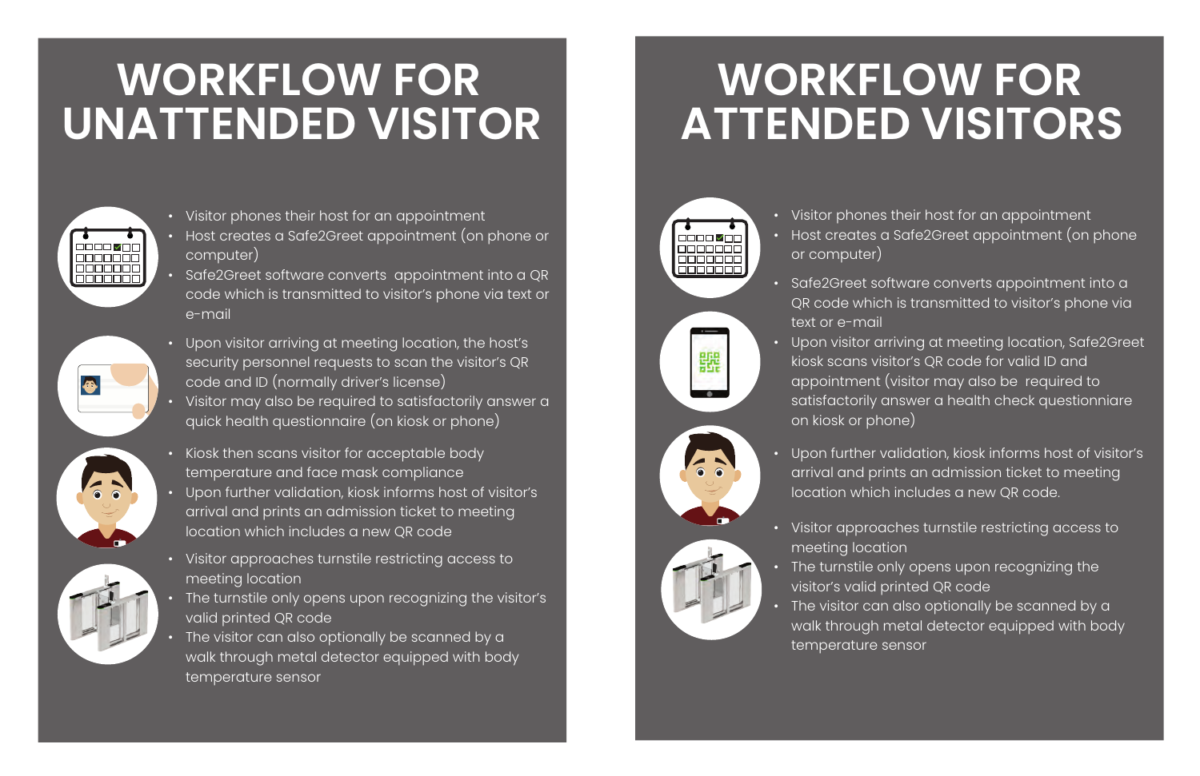# WORKFLOW FOR UNATTENDED VISITOR

- Visitor phones their host for an appointment
- Host creates a Safe2Greet appointment (on phone or computer)
- Safe2Greet software converts appointment into a QR code which is transmitted to visitor's phone via text or e-mail
- Upon visitor arriving at meeting location, the host's security personnel requests to scan the visitor's QR code and ID (normally driver's license)
- Visitor may also be required to satisfactorily answer a quick health questionnaire (on kiosk or phone)
- Kiosk then scans visitor for acceptable body temperature and face mask compliance
- Upon further validation, kiosk informs host of visitor's arrival and prints an admission ticket to meeting location which includes a new QR code
- Visitor approaches turnstile restricting access to meeting location
- The turnstile only opens upon recognizing the visitor's valid printed QR code
- The visitor can also optionally be scanned by a walk through metal detector equipped with body temperature sensor

# WORKFLOW FOR ATTENDED VISITORS

- Visitor phones their host for an appointment
- Host creates a Safe2Greet appointment (on phone or computer)
- Safe2Greet software converts appointment into a QR code which is transmitted to visitor's phone via text or e-mail
- Upon visitor arriving at meeting location, Safe2Greet kiosk scans visitor's QR code for valid ID and appointment (visitor may also be required to satisfactorily answer a health check questionnaire on kiosk or phone)
- Upon further validation, kiosk informs host of visitor's arrival and prints an admission ticket to meeting location which includes a new QR code.
- Visitor approaches turnstile restricting access to meeting location
- The turnstile only opens upon recognizing the visitor's valid printed QR code
- The visitor can also optionally be scanned by a walk through metal detector equipped with body temperature sensor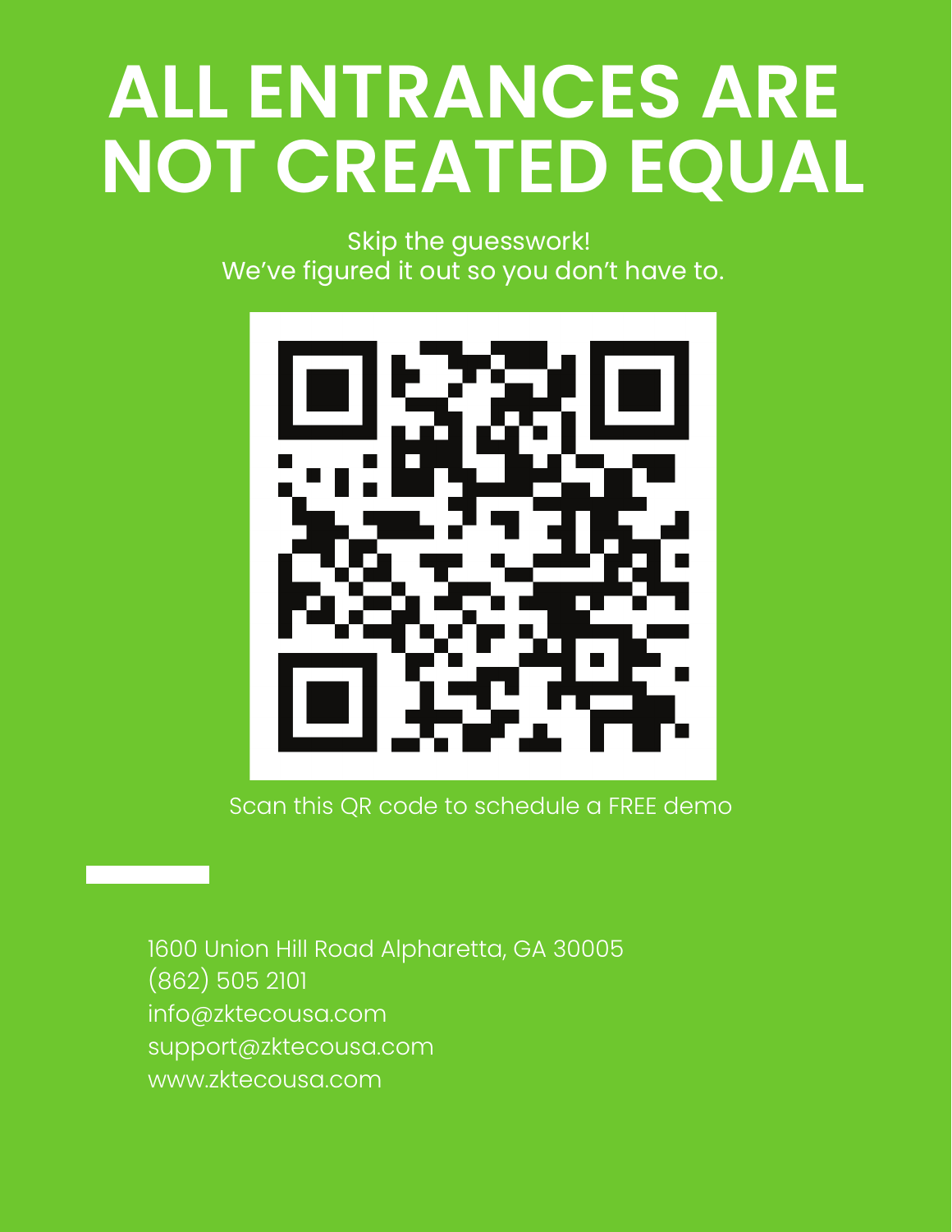# ALL ENTRANCES ARE NOT CREATED EQUAL

Skip the guesswork!
We've figured it out so you don't have to.

Scan this QR code to schedule a FREE demo

1600 Union Hill Road Alpharetta, GA 30005
(862) 505 2101
info@zktecousa.com
support@zktecousa.com
www.zktecousa.com